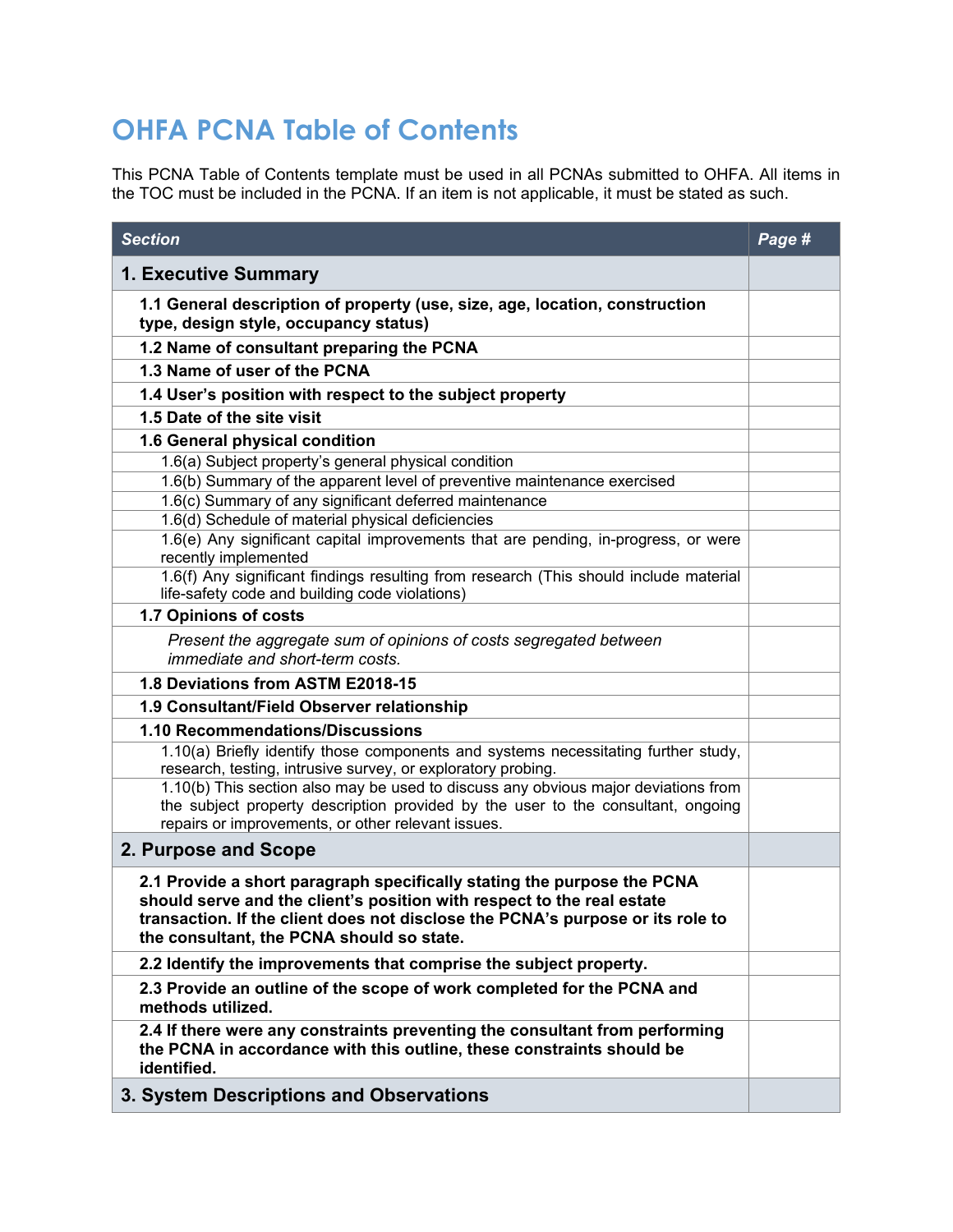# OHFA PCNA Table of Contents

This PCNA Table of Contents template must be used in all PCNAs submitted to OHFA. All items in the TOC must be included in the PCNA. If an item is not applicable, it must be stated as such.

| *Section* | *Page #* |
|---|---|
| **1. Executive Summary** | |
| **1.1 General description of property (use, size, age, location, construction type, design style, occupancy status)** | |
| **1.2 Name of consultant preparing the PCNA** | |
| **1.3 Name of user of the PCNA** | |
| **1.4 User's position with respect to the subject property** | |
| **1.5 Date of the site visit** | |
| **1.6 General physical condition** | |
| 1.6(a) Subject property's general physical condition | |
| 1.6(b) Summary of the apparent level of preventive maintenance exercised | |
| 1.6(c) Summary of any significant deferred maintenance | |
| 1.6(d) Schedule of material physical deficiencies | |
| 1.6(e) Any significant capital improvements that are pending, in-progress, or were recently implemented | |
| 1.6(f) Any significant findings resulting from research (This should include material life-safety code and building code violations) | |
| **1.7 Opinions of costs** | |
| *Present the aggregate sum of opinions of costs segregated between immediate and short-term costs.* | |
| **1.8 Deviations from ASTM E2018-15** | |
| **1.9 Consultant/Field Observer relationship** | |
| **1.10 Recommendations/Discussions** | |
| 1.10(a) Briefly identify those components and systems necessitating further study, research, testing, intrusive survey, or exploratory probing. | |
| 1.10(b) This section also may be used to discuss any obvious major deviations from the subject property description provided by the user to the consultant, ongoing repairs or improvements, or other relevant issues. | |
| **2. Purpose and Scope** | |
| **2.1 Provide a short paragraph specifically stating the purpose the PCNA should serve and the client's position with respect to the real estate transaction. If the client does not disclose the PCNA's purpose or its role to the consultant, the PCNA should so state.** | |
| **2.2 Identify the improvements that comprise the subject property.** | |
| **2.3 Provide an outline of the scope of work completed for the PCNA and methods utilized.** | |
| **2.4 If there were any constraints preventing the consultant from performing the PCNA in accordance with this outline, these constraints should be identified.** | |
| **3. System Descriptions and Observations** | |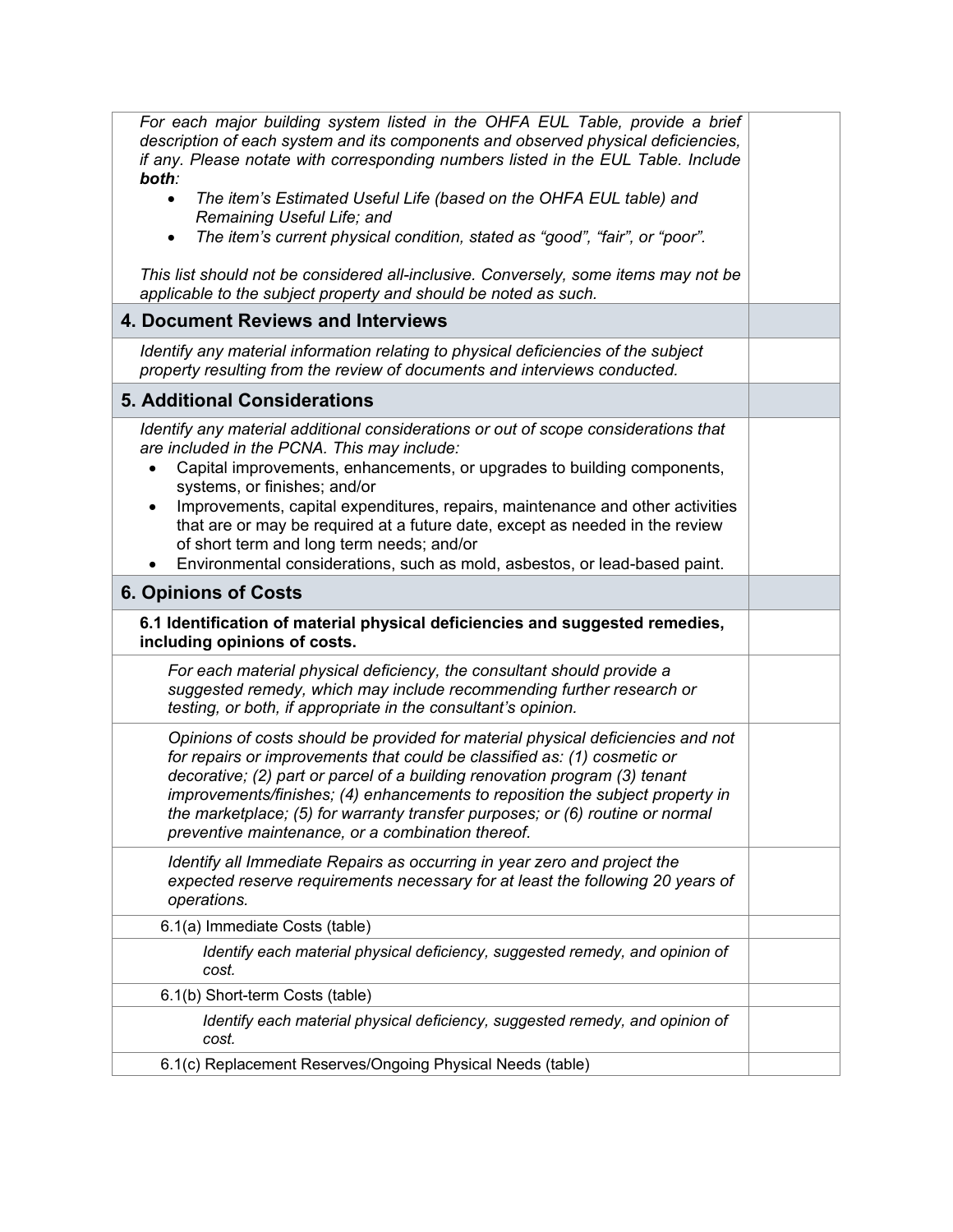| | |
|---|---|
| *For each major building system listed in the OHFA EUL Table, provide a brief description of each system and its components and observed physical deficiencies, if any. Please notate with corresponding numbers listed in the EUL Table. Include **both**:*<br>• *The item's Estimated Useful Life (based on the OHFA EUL table) and Remaining Useful Life; and*<br>• *The item's current physical condition, stated as "good", "fair", or "poor".*<br><br>*This list should not be considered all-inclusive. Conversely, some items may not be applicable to the subject property and should be noted as such.* | |
| **4. Document Reviews and Interviews** | |
| *Identify any material information relating to physical deficiencies of the subject property resulting from the review of documents and interviews conducted.* | |
| **5. Additional Considerations** | |
| *Identify any material additional considerations or out of scope considerations that are included in the PCNA. This may include:*<br>• Capital improvements, enhancements, or upgrades to building components, systems, or finishes; and/or<br>• Improvements, capital expenditures, repairs, maintenance and other activities that are or may be required at a future date, except as needed in the review of short term and long term needs; and/or<br>• Environmental considerations, such as mold, asbestos, or lead-based paint. | |
| **6. Opinions of Costs** | |
| **6.1 Identification of material physical deficiencies and suggested remedies, including opinions of costs.** | |
| *For each material physical deficiency, the consultant should provide a suggested remedy, which may include recommending further research or testing, or both, if appropriate in the consultant's opinion.* | |
| *Opinions of costs should be provided for material physical deficiencies and not for repairs or improvements that could be classified as: (1) cosmetic or decorative; (2) part or parcel of a building renovation program (3) tenant improvements/finishes; (4) enhancements to reposition the subject property in the marketplace; (5) for warranty transfer purposes; or (6) routine or normal preventive maintenance, or a combination thereof.* | |
| *Identify all Immediate Repairs as occurring in year zero and project the expected reserve requirements necessary for at least the following 20 years of operations.* | |
| 6.1(a) Immediate Costs (table) | |
| *Identify each material physical deficiency, suggested remedy, and opinion of cost.* | |
| 6.1(b) Short-term Costs (table) | |
| *Identify each material physical deficiency, suggested remedy, and opinion of cost.* | |
| 6.1(c) Replacement Reserves/Ongoing Physical Needs (table) | |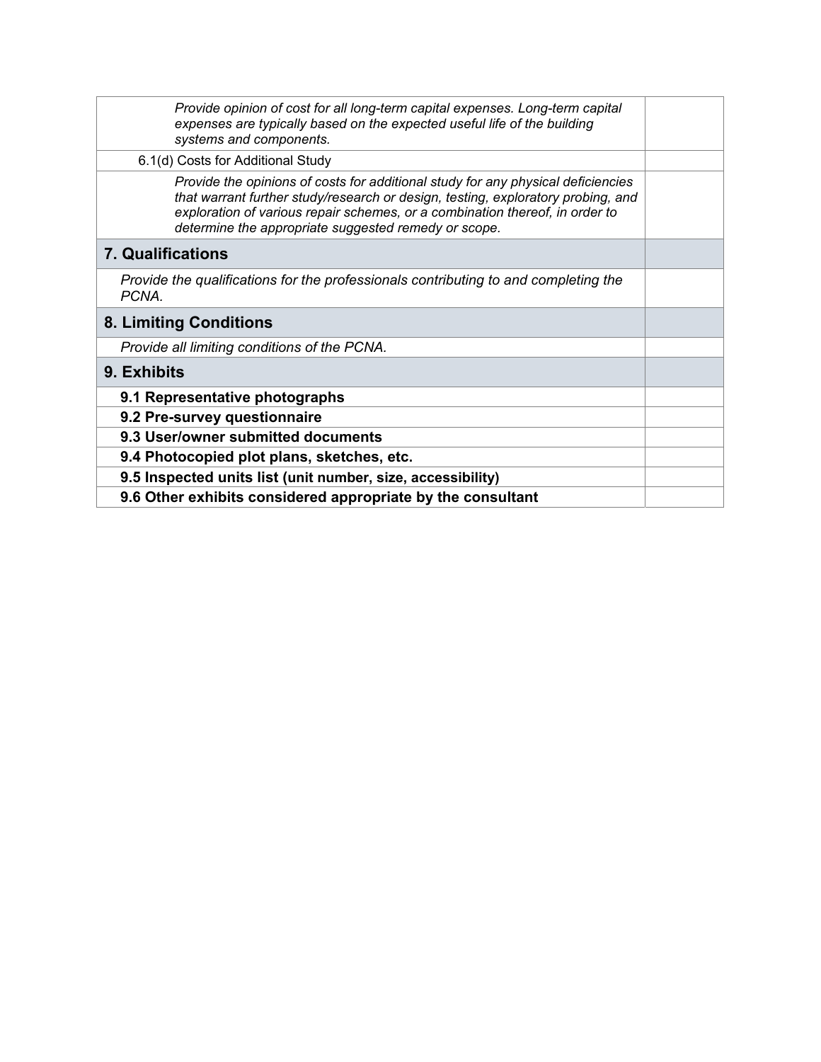| | |
|---|---|
| *Provide opinion of cost for all long-term capital expenses. Long-term capital expenses are typically based on the expected useful life of the building systems and components.* | |
| 6.1(d) Costs for Additional Study | |
| *Provide the opinions of costs for additional study for any physical deficiencies that warrant further study/research or design, testing, exploratory probing, and exploration of various repair schemes, or a combination thereof, in order to determine the appropriate suggested remedy or scope.* | |
| **7. Qualifications** | |
| *Provide the qualifications for the professionals contributing to and completing the PCNA.* | |
| **8. Limiting Conditions** | |
| *Provide all limiting conditions of the PCNA.* | |
| **9. Exhibits** | |
| **9.1 Representative photographs** | |
| **9.2 Pre-survey questionnaire** | |
| **9.3 User/owner submitted documents** | |
| **9.4 Photocopied plot plans, sketches, etc.** | |
| **9.5 Inspected units list (unit number, size, accessibility)** | |
| **9.6 Other exhibits considered appropriate by the consultant** | |